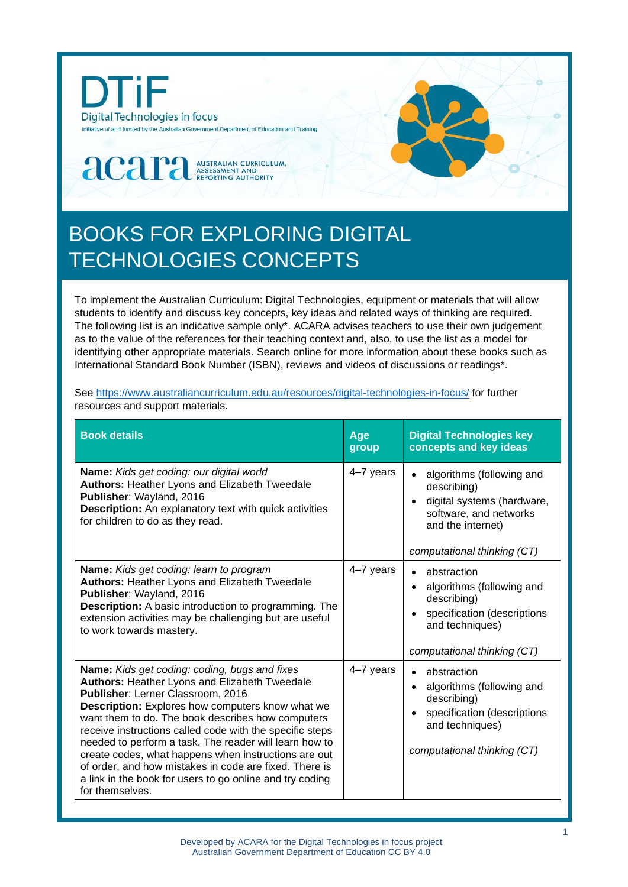DTiF

Digital Technologies in focus

Initiative of and funded by the Australian Government Department of Education and Training

acara AUSTRALIAN CURRICULUM, ASSESSMENT AND REPORTING AUTHORITY

# BOOKS FOR EXPLORING DIGITAL TECHNOLOGIES CONCEPTS

To implement the Australian Curriculum: Digital Technologies, equipment or materials that will allow students to identify and discuss key concepts, key ideas and related ways of thinking are required. The following list is an indicative sample only*. ACARA advises teachers to use their own judgement as to the value of the references for their teaching context and, also, to use the list as a model for identifying other appropriate materials. Search online for more information about these books such as International Standard Book Number (ISBN), reviews and videos of discussions or readings*.

See https://www.australiancurriculum.edu.au/resources/digital-technologies-in-focus/ for further resources and support materials.

| Book details | Age group | Digital Technologies key concepts and key ideas |
|---|---|---|
| **Name:** *Kids get coding: our digital world*<br>**Authors:** Heather Lyons and Elizabeth Tweedale<br>**Publisher**: Wayland, 2016<br>**Description:** An explanatory text with quick activities for children to do as they read. | 4–7 years | • algorithms (following and describing)<br>• digital systems (hardware, software, and networks and the internet)<br><br>*computational thinking (CT)* |
| **Name:** *Kids get coding: learn to program*<br>**Authors:** Heather Lyons and Elizabeth Tweedale<br>**Publisher**: Wayland, 2016<br>**Description:** A basic introduction to programming. The extension activities may be challenging but are useful to work towards mastery. | 4–7 years | • abstraction<br>• algorithms (following and describing)<br>• specification (descriptions and techniques)<br><br>*computational thinking (CT)* |
| **Name:** *Kids get coding: coding, bugs and fixes*<br>**Authors:** Heather Lyons and Elizabeth Tweedale<br>**Publisher**: Lerner Classroom, 2016<br>**Description:** Explores how computers know what we want them to do. The book describes how computers receive instructions called code with the specific steps needed to perform a task. The reader will learn how to create codes, what happens when instructions are out of order, and how mistakes in code are fixed. There is a link in the book for users to go online and try coding for themselves. | 4–7 years | • abstraction<br>• algorithms (following and describing)<br>• specification (descriptions and techniques)<br><br>*computational thinking (CT)* |

Developed by ACARA for the Digital Technologies in focus project
Australian Government Department of Education CC BY 4.0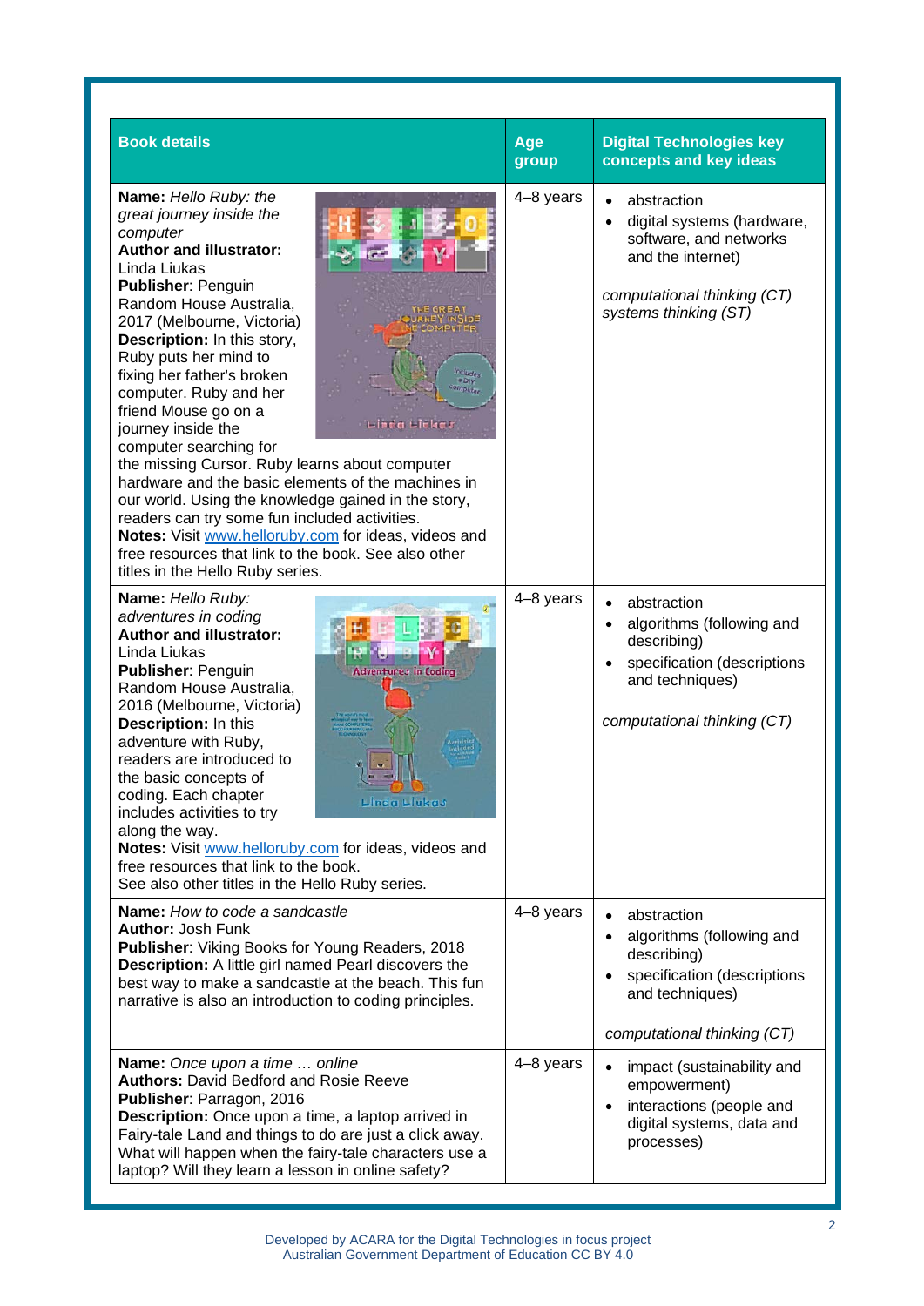| Book details | Age group | Digital Technologies key concepts and key ideas |
|---|---|---|
| **Name:** *Hello Ruby: the great journey inside the computer*<br>**Author and illustrator:** Linda Liukas<br>**Publisher**: Penguin Random House Australia, 2017 (Melbourne, Victoria)<br>**Description:** In this story, Ruby puts her mind to fixing her father's broken computer. Ruby and her friend Mouse go on a journey inside the computer searching for the missing Cursor. Ruby learns about computer hardware and the basic elements of the machines in our world. Using the knowledge gained in the story, readers can try some fun included activities.<br>**Notes:** Visit www.helloruby.com for ideas, videos and free resources that link to the book. See also other titles in the Hello Ruby series. | 4–8 years | • abstraction<br>• digital systems (hardware, software, and networks and the internet)<br><br>*computational thinking (CT)*<br>*systems thinking (ST)* |
| **Name:** *Hello Ruby: adventures in coding*<br>**Author and illustrator:** Linda Liukas<br>**Publisher**: Penguin Random House Australia, 2016 (Melbourne, Victoria)<br>**Description:** In this adventure with Ruby, readers are introduced to the basic concepts of coding. Each chapter includes activities to try along the way.<br>**Notes:** Visit www.helloruby.com for ideas, videos and free resources that link to the book. See also other titles in the Hello Ruby series. | 4–8 years | • abstraction<br>• algorithms (following and describing)<br>• specification (descriptions and techniques)<br><br>*computational thinking (CT)* |
| **Name:** *How to code a sandcastle*<br>**Author:** Josh Funk<br>**Publisher**: Viking Books for Young Readers, 2018<br>**Description:** A little girl named Pearl discovers the best way to make a sandcastle at the beach. This fun narrative is also an introduction to coding principles. | 4–8 years | • abstraction<br>• algorithms (following and describing)<br>• specification (descriptions and techniques)<br><br>*computational thinking (CT)* |
| **Name:** *Once upon a time … online*<br>**Authors:** David Bedford and Rosie Reeve<br>**Publisher**: Parragon, 2016<br>**Description:** Once upon a time, a laptop arrived in Fairy-tale Land and things to do are just a click away. What will happen when the fairy-tale characters use a laptop? Will they learn a lesson in online safety? | 4–8 years | • impact (sustainability and empowerment)<br>• interactions (people and digital systems, data and processes) |

Developed by ACARA for the Digital Technologies in focus project
Australian Government Department of Education CC BY 4.0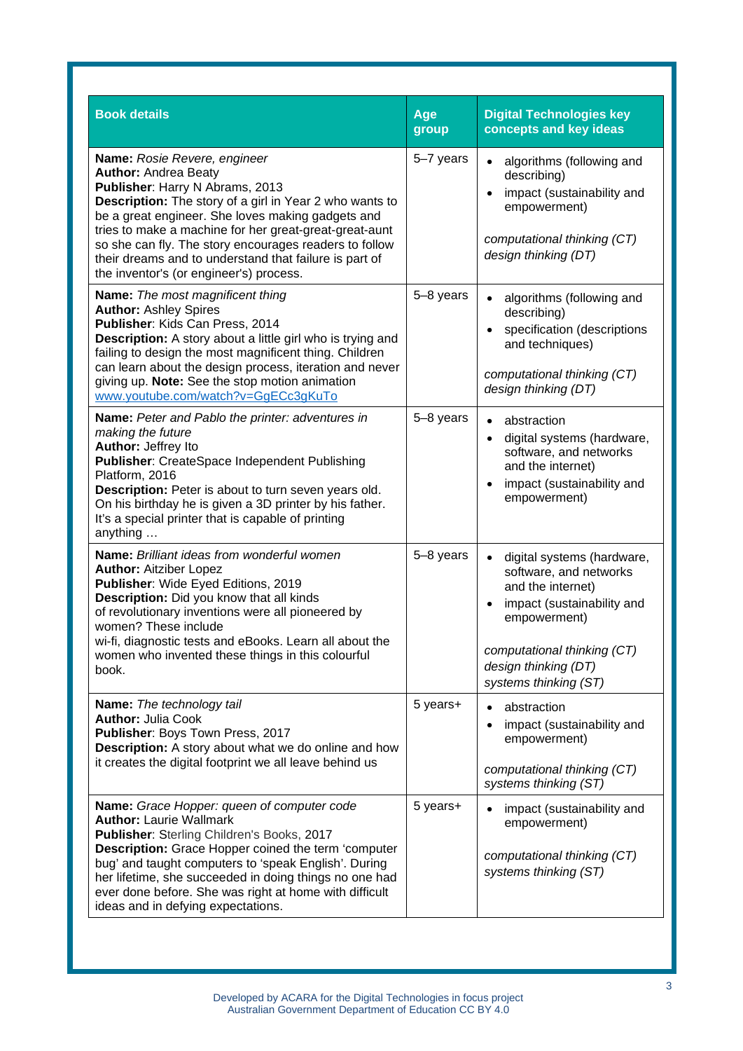| Book details | Age group | Digital Technologies key concepts and key ideas |
|---|---|---|
| **Name:** *Rosie Revere, engineer*<br>**Author:** Andrea Beaty<br>**Publisher**: Harry N Abrams, 2013<br>**Description:** The story of a girl in Year 2 who wants to be a great engineer. She loves making gadgets and tries to make a machine for her great-great-great-aunt so she can fly. The story encourages readers to follow their dreams and to understand that failure is part of the inventor's (or engineer's) process. | 5–7 years | • algorithms (following and describing)<br>• impact (sustainability and empowerment)<br><br>*computational thinking (CT)*<br>*design thinking (DT)* |
| **Name:** *The most magnificent thing*<br>**Author:** Ashley Spires<br>**Publisher**: Kids Can Press, 2014<br>**Description:** A story about a little girl who is trying and failing to design the most magnificent thing. Children can learn about the design process, iteration and never giving up. **Note:** See the stop motion animation [www.youtube.com/watch?v=GgECc3gKuTo](www.youtube.com/watch?v=GgECc3gKuTo) | 5–8 years | • algorithms (following and describing)<br>• specification (descriptions and techniques)<br><br>*computational thinking (CT)*<br>*design thinking (DT)* |
| **Name:** *Peter and Pablo the printer: adventures in making the future*<br>**Author:** Jeffrey Ito<br>**Publisher**: CreateSpace Independent Publishing Platform, 2016<br>**Description:** Peter is about to turn seven years old. On his birthday he is given a 3D printer by his father. It's a special printer that is capable of printing anything … | 5–8 years | • abstraction<br>• digital systems (hardware, software, and networks and the internet)<br>• impact (sustainability and empowerment) |
| **Name:** *Brilliant ideas from wonderful women*<br>**Author:** Aitziber Lopez<br>**Publisher**: Wide Eyed Editions, 2019<br>**Description:** Did you know that all kinds of revolutionary inventions were all pioneered by women? These include wi-fi, diagnostic tests and eBooks. Learn all about the women who invented these things in this colourful book. | 5–8 years | • digital systems (hardware, software, and networks and the internet)<br>• impact (sustainability and empowerment)<br><br>*computational thinking (CT)*<br>*design thinking (DT)*<br>*systems thinking (ST)* |
| **Name:** *The technology tail*<br>**Author:** Julia Cook<br>**Publisher**: Boys Town Press, 2017<br>**Description:** A story about what we do online and how it creates the digital footprint we all leave behind us | 5 years+ | • abstraction<br>• impact (sustainability and empowerment)<br><br>*computational thinking (CT)*<br>*systems thinking (ST)* |
| **Name:** *Grace Hopper: queen of computer code*<br>**Author:** Laurie Wallmark<br>**Publisher**: Sterling Children's Books, 2017<br>**Description:** Grace Hopper coined the term 'computer bug' and taught computers to 'speak English'. During her lifetime, she succeeded in doing things no one had ever done before. She was right at home with difficult ideas and in defying expectations. | 5 years+ | • impact (sustainability and empowerment)<br><br>*computational thinking (CT)*<br>*systems thinking (ST)* |

Developed by ACARA for the Digital Technologies in focus project
Australian Government Department of Education CC BY 4.0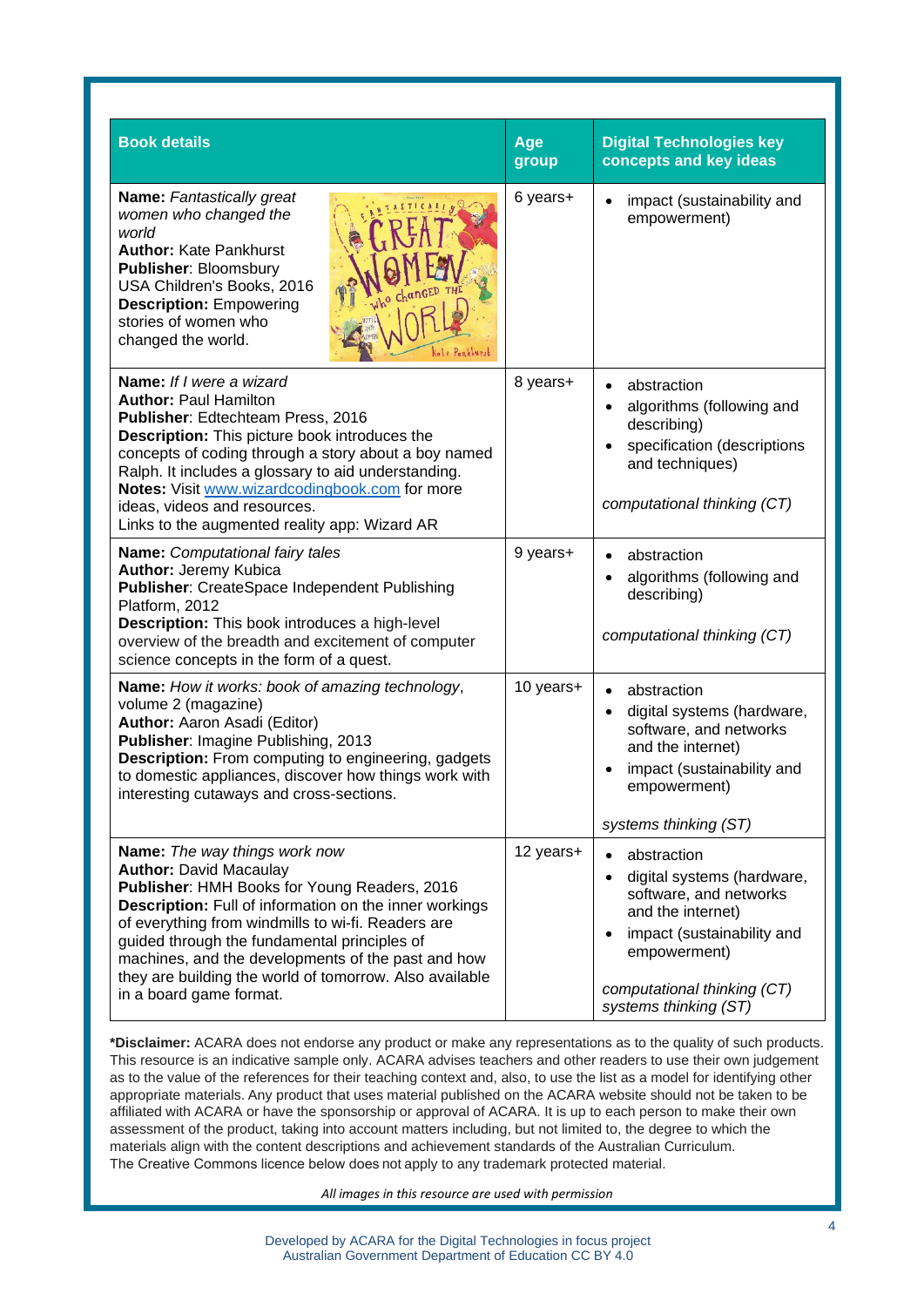| Book details | Age group | Digital Technologies key concepts and key ideas |
|---|---|---|
| **Name:** *Fantastically great women who changed the world*<br>**Author:** Kate Pankhurst<br>**Publisher**: Bloomsbury USA Children's Books, 2016<br>**Description:** Empowering stories of women who changed the world. | 6 years+ | • impact (sustainability and empowerment) |
| **Name:** *If I were a wizard*<br>**Author:** Paul Hamilton<br>**Publisher**: Edtechteam Press, 2016<br>**Description:** This picture book introduces the concepts of coding through a story about a boy named Ralph. It includes a glossary to aid understanding.<br>**Notes:** Visit www.wizardcodingbook.com for more ideas, videos and resources.<br>Links to the augmented reality app: Wizard AR | 8 years+ | • abstraction<br>• algorithms (following and describing)<br>• specification (descriptions and techniques)<br><br>*computational thinking (CT)* |
| **Name:** *Computational fairy tales*<br>**Author:** Jeremy Kubica<br>**Publisher**: CreateSpace Independent Publishing Platform, 2012<br>**Description:** This book introduces a high-level overview of the breadth and excitement of computer science concepts in the form of a quest. | 9 years+ | • abstraction<br>• algorithms (following and describing)<br><br>*computational thinking (CT)* |
| **Name:** *How it works: book of amazing technology*, volume 2 (magazine)<br>**Author:** Aaron Asadi (Editor)<br>**Publisher**: Imagine Publishing, 2013<br>**Description:** From computing to engineering, gadgets to domestic appliances, discover how things work with interesting cutaways and cross-sections. | 10 years+ | • abstraction<br>• digital systems (hardware, software, and networks and the internet)<br>• impact (sustainability and empowerment)<br><br>*systems thinking (ST)* |
| **Name:** *The way things work now*<br>**Author:** David Macaulay<br>**Publisher**: HMH Books for Young Readers, 2016<br>**Description:** Full of information on the inner workings of everything from windmills to wi-fi. Readers are guided through the fundamental principles of machines, and the developments of the past and how they are building the world of tomorrow. Also available in a board game format. | 12 years+ | • abstraction<br>• digital systems (hardware, software, and networks and the internet)<br>• impact (sustainability and empowerment)<br><br>*computational thinking (CT)*<br>*systems thinking (ST)* |

***Disclaimer:** ACARA does not endorse any product or make any representations as to the quality of such products. This resource is an indicative sample only. ACARA advises teachers and other readers to use their own judgement as to the value of the references for their teaching context and, also, to use the list as a model for identifying other appropriate materials. Any product that uses material published on the ACARA website should not be taken to be affiliated with ACARA or have the sponsorship or approval of ACARA. It is up to each person to make their own assessment of the product, taking into account matters including, but not limited to, the degree to which the materials align with the content descriptions and achievement standards of the Australian Curriculum.
The Creative Commons licence below does not apply to any trademark protected material.

*All images in this resource are used with permission*

Developed by ACARA for the Digital Technologies in focus project
Australian Government Department of Education CC BY 4.0